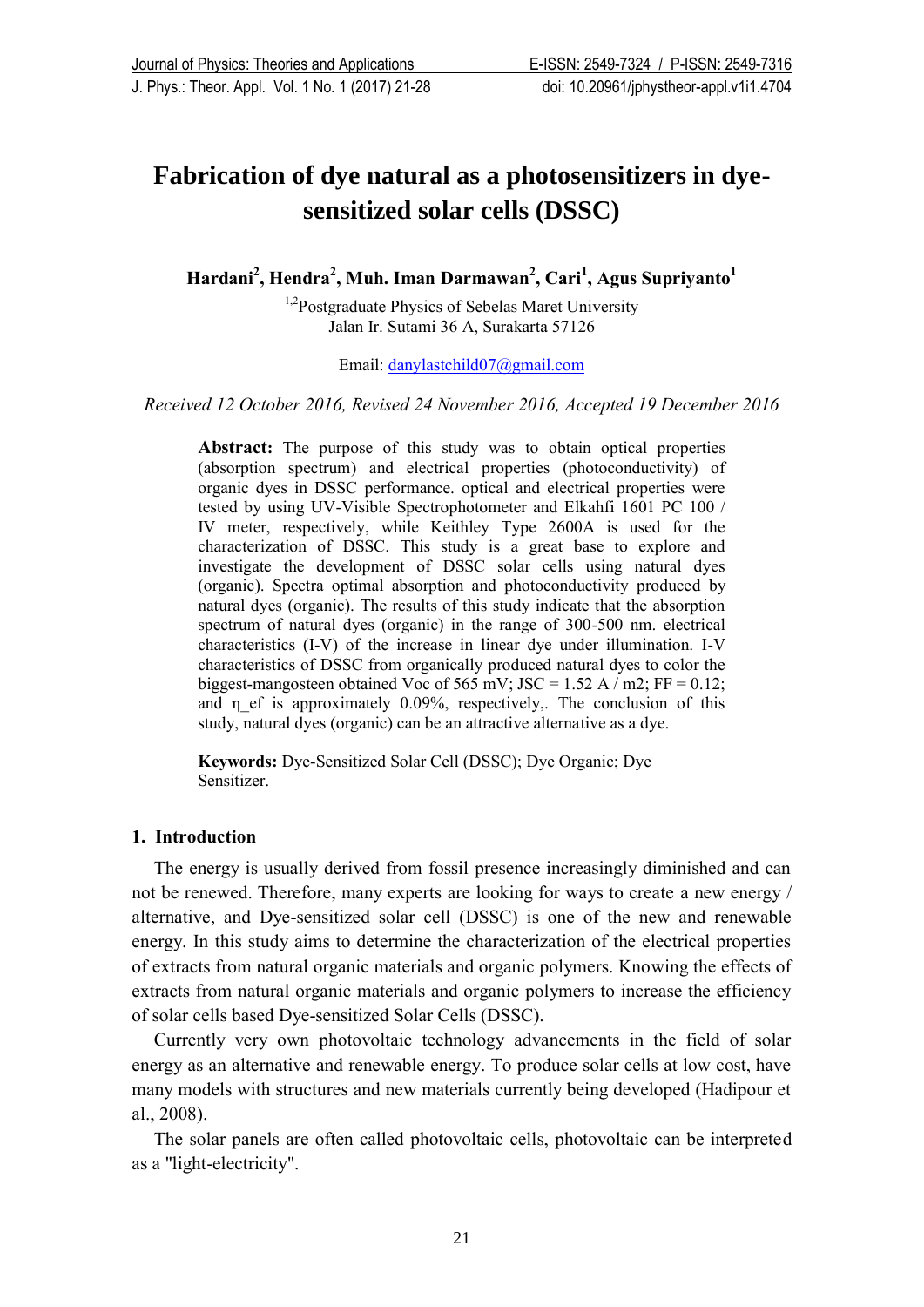# Fabrication of dye natural as a photosensitizers in dye-sensitized solar cells (DSSC)

**Hardani[2], Hendra[2], Muh. Iman Darmawan[2], Cari[1], Agus Supriyanto[1]**

[1,2]Postgraduate Physics of Sebelas Maret University
Jalan Ir. Sutami 36 A, Surakarta 57126

Email: danylastchild07@gmail.com

*Received 12 October 2016, Revised 24 November 2016, Accepted 19 December 2016*

**Abstract:** The purpose of this study was to obtain optical properties (absorption spectrum) and electrical properties (photoconductivity) of organic dyes in DSSC performance. optical and electrical properties were tested by using UV-Visible Spectrophotometer and Elkahfi 1601 PC 100 / IV meter, respectively, while Keithley Type 2600A is used for the characterization of DSSC. This study is a great base to explore and investigate the development of DSSC solar cells using natural dyes (organic). Spectra optimal absorption and photoconductivity produced by natural dyes (organic). The results of this study indicate that the absorption spectrum of natural dyes (organic) in the range of 300-500 nm. electrical characteristics (I-V) of the increase in linear dye under illumination. I-V characteristics of DSSC from organically produced natural dyes to color the biggest-mangosteen obtained Voc of 565 mV; JSC = 1.52 A / m2; FF = 0.12; and η_ef is approximately 0.09%, respectively,. The conclusion of this study, natural dyes (organic) can be an attractive alternative as a dye.

**Keywords:** Dye-Sensitized Solar Cell (DSSC); Dye Organic; Dye Sensitizer.

## 1. Introduction

The energy is usually derived from fossil presence increasingly diminished and can not be renewed. Therefore, many experts are looking for ways to create a new energy / alternative, and Dye-sensitized solar cell (DSSC) is one of the new and renewable energy. In this study aims to determine the characterization of the electrical properties of extracts from natural organic materials and organic polymers. Knowing the effects of extracts from natural organic materials and organic polymers to increase the efficiency of solar cells based Dye-sensitized Solar Cells (DSSC).

Currently very own photovoltaic technology advancements in the field of solar energy as an alternative and renewable energy. To produce solar cells at low cost, have many models with structures and new materials currently being developed (Hadipour et al., 2008).

The solar panels are often called photovoltaic cells, photovoltaic can be interpreted as a "light-electricity".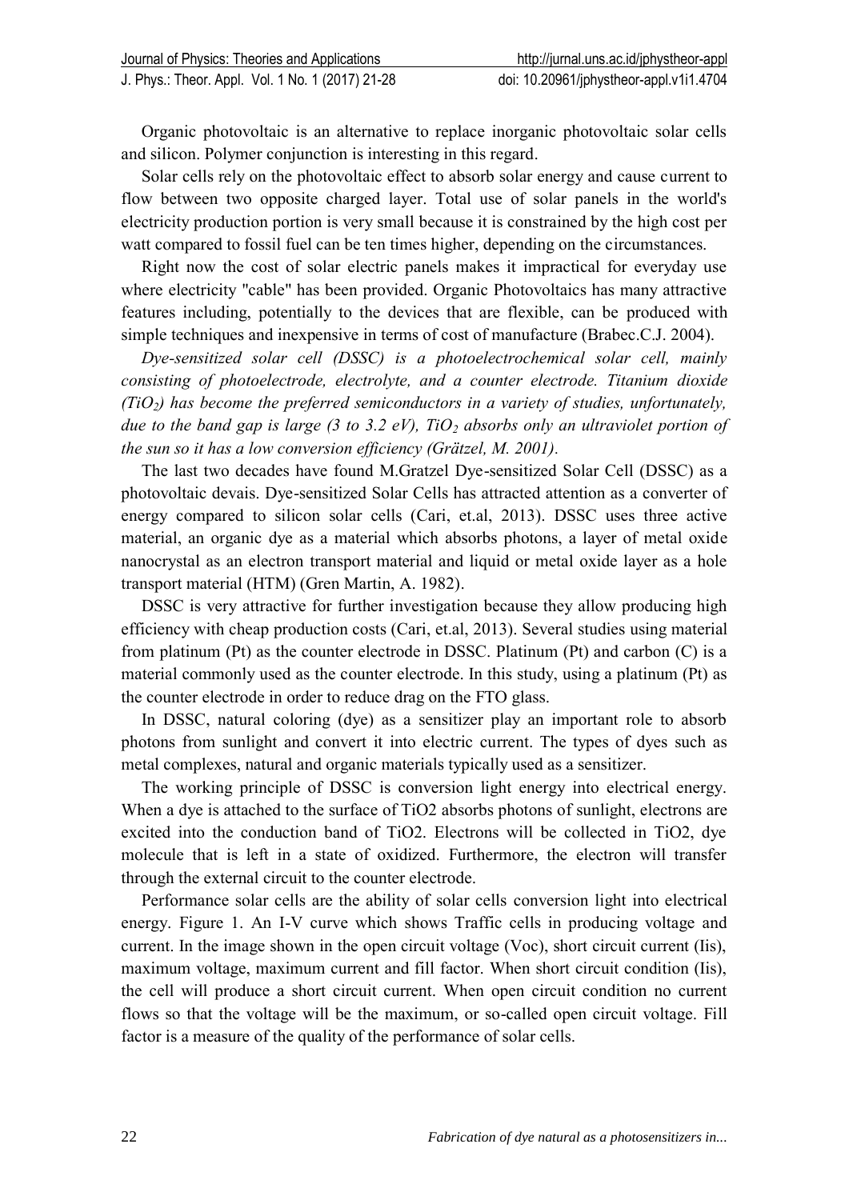Organic photovoltaic is an alternative to replace inorganic photovoltaic solar cells and silicon. Polymer conjunction is interesting in this regard.

Solar cells rely on the photovoltaic effect to absorb solar energy and cause current to flow between two opposite charged layer. Total use of solar panels in the world's electricity production portion is very small because it is constrained by the high cost per watt compared to fossil fuel can be ten times higher, depending on the circumstances.

Right now the cost of solar electric panels makes it impractical for everyday use where electricity "cable" has been provided. Organic Photovoltaics has many attractive features including, potentially to the devices that are flexible, can be produced with simple techniques and inexpensive in terms of cost of manufacture (Brabec.C.J. 2004).

*Dye-sensitized solar cell (DSSC) is a photoelectrochemical solar cell, mainly consisting of photoelectrode, electrolyte, and a counter electrode. Titanium dioxide ($TiO_2$) has become the preferred semiconductors in a variety of studies, unfortunately, due to the band gap is large (3 to 3.2 eV), $TiO_2$ absorbs only an ultraviolet portion of the sun so it has a low conversion efficiency (Grätzel, M. 2001).*

The last two decades have found M.Gratzel Dye-sensitized Solar Cell (DSSC) as a photovoltaic devais. Dye-sensitized Solar Cells has attracted attention as a converter of energy compared to silicon solar cells (Cari, et.al, 2013). DSSC uses three active material, an organic dye as a material which absorbs photons, a layer of metal oxide nanocrystal as an electron transport material and liquid or metal oxide layer as a hole transport material (HTM) (Gren Martin, A. 1982).

DSSC is very attractive for further investigation because they allow producing high efficiency with cheap production costs (Cari, et.al, 2013). Several studies using material from platinum (Pt) as the counter electrode in DSSC. Platinum (Pt) and carbon (C) is a material commonly used as the counter electrode. In this study, using a platinum (Pt) as the counter electrode in order to reduce drag on the FTO glass.

In DSSC, natural coloring (dye) as a sensitizer play an important role to absorb photons from sunlight and convert it into electric current. The types of dyes such as metal complexes, natural and organic materials typically used as a sensitizer.

The working principle of DSSC is conversion light energy into electrical energy. When a dye is attached to the surface of $TiO_2$ absorbs photons of sunlight, electrons are excited into the conduction band of $TiO_2$. Electrons will be collected in $TiO_2$, dye molecule that is left in a state of oxidized. Furthermore, the electron will transfer through the external circuit to the counter electrode.

Performance solar cells are the ability of solar cells conversion light into electrical energy. Figure 1. An I-V curve which shows Traffic cells in producing voltage and current. In the image shown in the open circuit voltage (Voc), short circuit current (Iis), maximum voltage, maximum current and fill factor. When short circuit condition (Iis), the cell will produce a short circuit current. When open circuit condition no current flows so that the voltage will be the maximum, or so-called open circuit voltage. Fill factor is a measure of the quality of the performance of solar cells.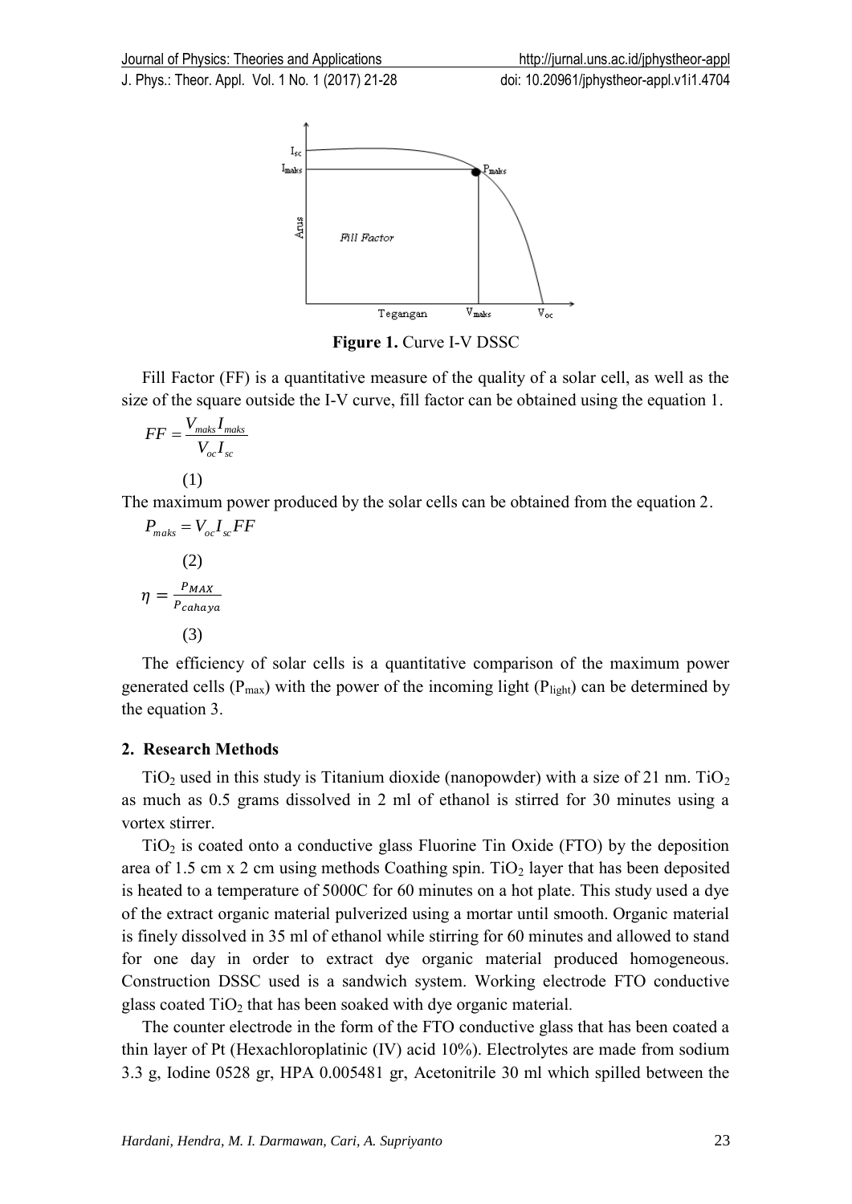**Figure 1.** Curve I-V DSSC

Fill Factor (FF) is a quantitative measure of the quality of a solar cell, as well as the size of the square outside the I-V curve, fill factor can be obtained using the equation 1.

$$FF = \frac{V_{maks} I_{maks}}{V_{oc} I_{sc}} \quad (1)$$

The maximum power produced by the solar cells can be obtained from the equation 2.

$$P_{maks} = V_{oc} I_{sc} FF \quad (2)$$

$$\eta = \frac{P_{MAX}}{P_{cahaya}} \quad (3)$$

The efficiency of solar cells is a quantitative comparison of the maximum power generated cells ($P_{max}$) with the power of the incoming light ($P_{light}$) can be determined by the equation 3.

## 2. Research Methods

$TiO_2$ used in this study is Titanium dioxide (nanopowder) with a size of 21 nm. $TiO_2$ as much as 0.5 grams dissolved in 2 ml of ethanol is stirred for 30 minutes using a vortex stirrer.

$TiO_2$ is coated onto a conductive glass Fluorine Tin Oxide (FTO) by the deposition area of 1.5 cm x 2 cm using methods Coathing spin. $TiO_2$ layer that has been deposited is heated to a temperature of 5000C for 60 minutes on a hot plate. This study used a dye of the extract organic material pulverized using a mortar until smooth. Organic material is finely dissolved in 35 ml of ethanol while stirring for 60 minutes and allowed to stand for one day in order to extract dye organic material produced homogeneous. Construction DSSC used is a sandwich system. Working electrode FTO conductive glass coated $TiO_2$ that has been soaked with dye organic material.

The counter electrode in the form of the FTO conductive glass that has been coated a thin layer of Pt (Hexachloroplatinic (IV) acid 10%). Electrolytes are made from sodium 3.3 g, Iodine 0528 gr, HPA 0.005481 gr, Acetonitrile 30 ml which spilled between the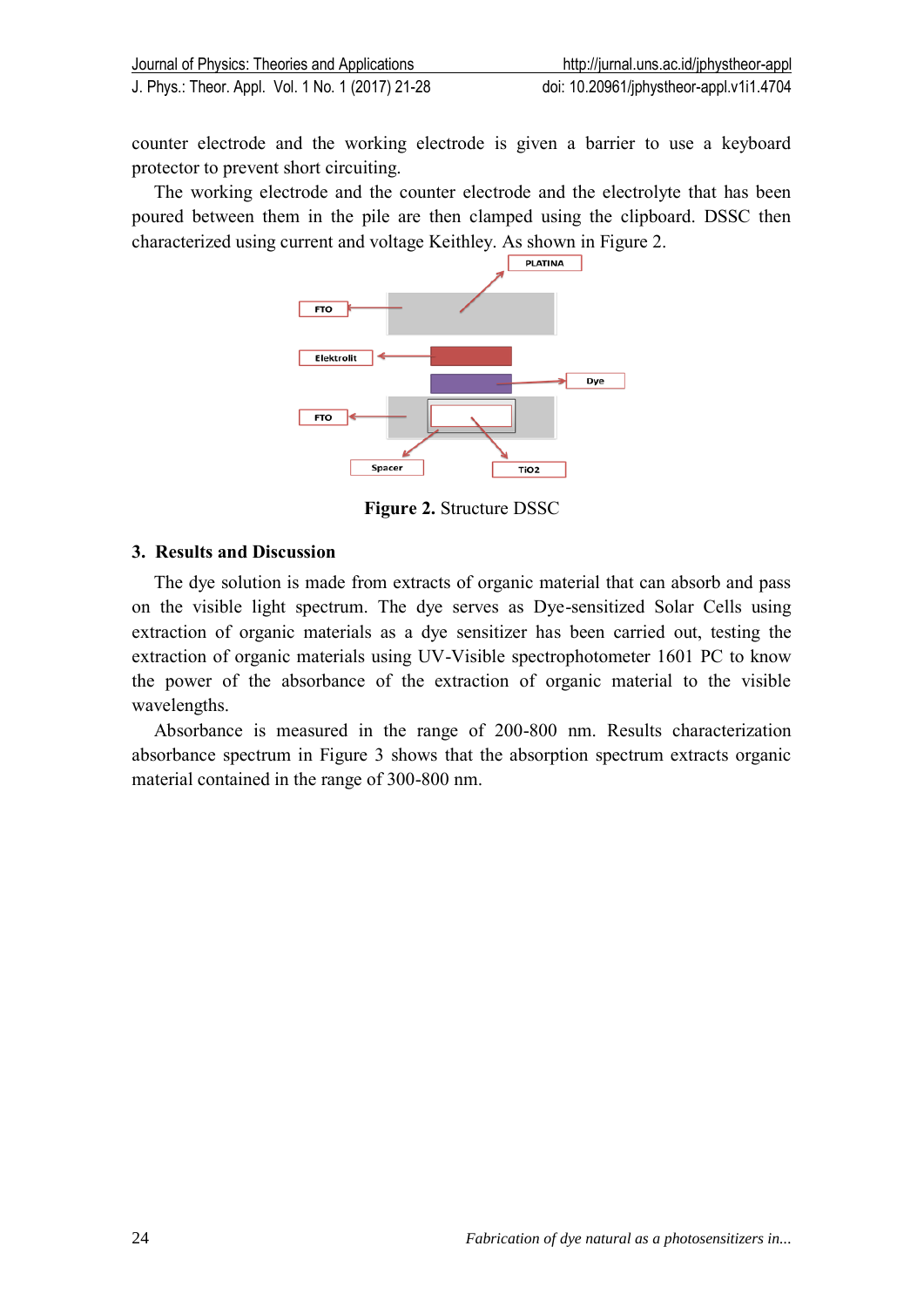counter electrode and the working electrode is given a barrier to use a keyboard protector to prevent short circuiting.

The working electrode and the counter electrode and the electrolyte that has been poured between them in the pile are then clamped using the clipboard. DSSC then characterized using current and voltage Keithley. As shown in Figure 2.

**Figure 2.** Structure DSSC

## 3. Results and Discussion

The dye solution is made from extracts of organic material that can absorb and pass on the visible light spectrum. The dye serves as Dye-sensitized Solar Cells using extraction of organic materials as a dye sensitizer has been carried out, testing the extraction of organic materials using UV-Visible spectrophotometer 1601 PC to know the power of the absorbance of the extraction of organic material to the visible wavelengths.

Absorbance is measured in the range of 200-800 nm. Results characterization absorbance spectrum in Figure 3 shows that the absorption spectrum extracts organic material contained in the range of 300-800 nm.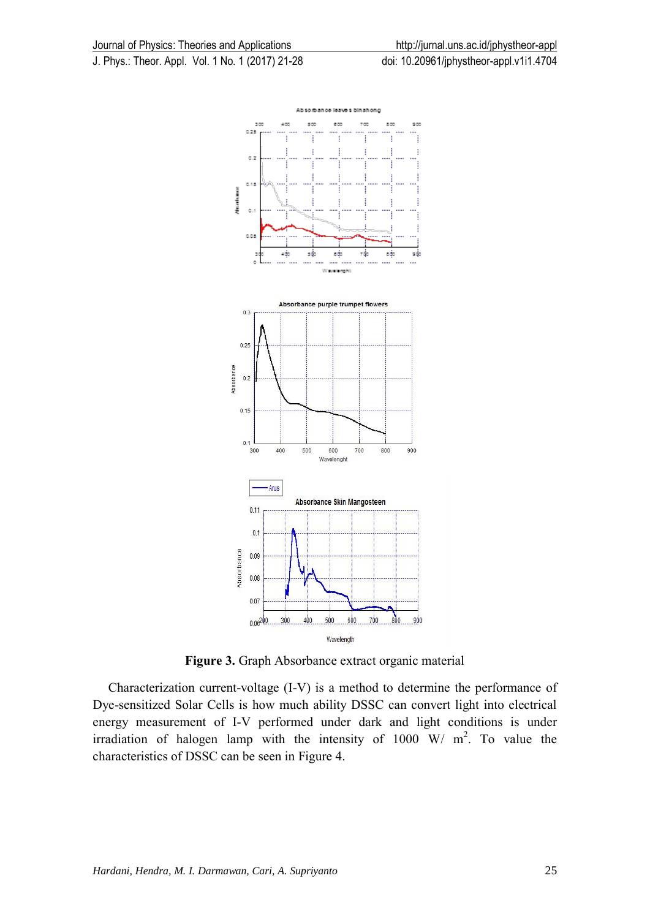**Figure 3.** Graph Absorbance extract organic material

Characterization current-voltage (I-V) is a method to determine the performance of Dye-sensitized Solar Cells is how much ability DSSC can convert light into electrical energy measurement of I-V performed under dark and light conditions is under irradiation of halogen lamp with the intensity of 1000 W/ $m^2$. To value the characteristics of DSSC can be seen in Figure 4.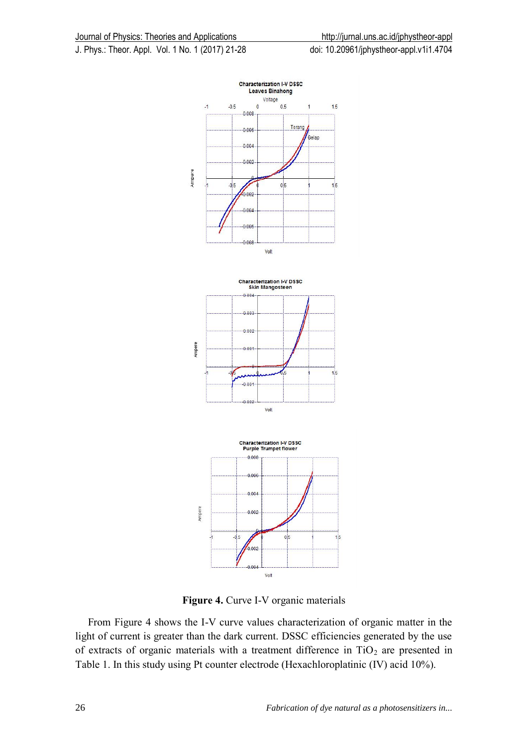**Figure 4.** Curve I-V organic materials

From Figure 4 shows the I-V curve values characterization of organic matter in the light of current is greater than the dark current. DSSC efficiencies generated by the use of extracts of organic materials with a treatment difference in $TiO_2$ are presented in Table 1. In this study using Pt counter electrode (Hexachloroplatinic (IV) acid 10%).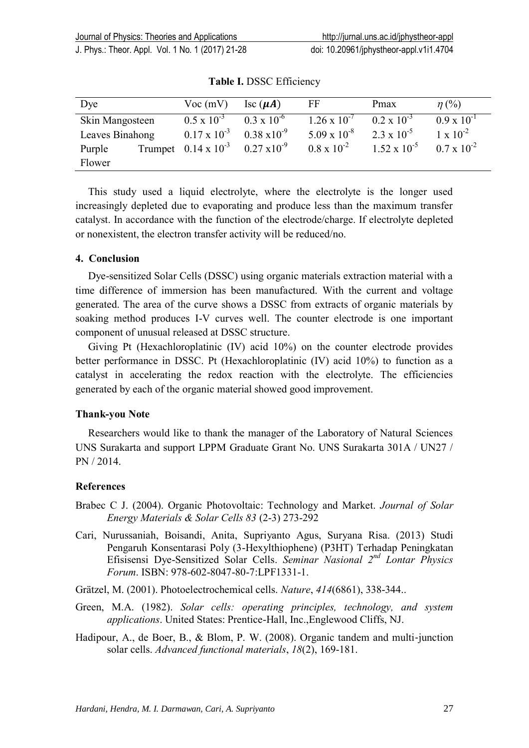**Table I.** DSSC Efficiency

| Dye | Voc (mV) | Isc ($\mu A$) | FF | Pmax | $\eta$ (%) |
|---|---|---|---|---|---|
| Skin Mangosteen | $0.5 \times 10^{-3}$ | $0.3 \times 10^{-6}$ | $1.26 \times 10^{-7}$ | $0.2 \times 10^{-3}$ | $0.9 \times 10^{-1}$ |
| Leaves Binahong | $0.17 \times 10^{-3}$ | $0.38 \times 10^{-9}$ | $5.09 \times 10^{-8}$ | $2.3 \times 10^{-5}$ | $1 \times 10^{-2}$ |
| Purple Trumpet Flower | $0.14 \times 10^{-3}$ | $0.27 \times 10^{-9}$ | $0.8 \times 10^{-2}$ | $1.52 \times 10^{-5}$ | $0.7 \times 10^{-2}$ |

This study used a liquid electrolyte, where the electrolyte is the longer used increasingly depleted due to evaporating and produce less than the maximum transfer catalyst. In accordance with the function of the electrode/charge. If electrolyte depleted or nonexistent, the electron transfer activity will be reduced/no.

## 4. Conclusion

Dye-sensitized Solar Cells (DSSC) using organic materials extraction material with a time difference of immersion has been manufactured. With the current and voltage generated. The area of the curve shows a DSSC from extracts of organic materials by soaking method produces I-V curves well. The counter electrode is one important component of unusual released at DSSC structure.

Giving Pt (Hexachloroplatinic (IV) acid 10%) on the counter electrode provides better performance in DSSC. Pt (Hexachloroplatinic (IV) acid 10%) to function as a catalyst in accelerating the redox reaction with the electrolyte. The efficiencies generated by each of the organic material showed good improvement.

## Thank-you Note

Researchers would like to thank the manager of the Laboratory of Natural Sciences UNS Surakarta and support LPPM Graduate Grant No. UNS Surakarta 301A / UN27 / PN / 2014.

## References

Brabec C J. (2004). Organic Photovoltaic: Technology and Market. *Journal of Solar Energy Materials & Solar Cells 83* (2-3) 273-292

Cari, Nurussaniah, Boisandi, Anita, Supriyanto Agus, Suryana Risa. (2013) Studi Pengaruh Konsentarasi Poly (3-Hexylthiophene) (P3HT) Terhadap Peningkatan Efisisensi Dye-Sensitized Solar Cells. *Seminar Nasional 2nd Lontar Physics Forum*. ISBN: 978-602-8047-80-7:LPF1331-1.

Grätzel, M. (2001). Photoelectrochemical cells. *Nature*, *414*(6861), 338-344..

Green, M.A. (1982). *Solar cells: operating principles, technology, and system applications*. United States: Prentice-Hall, Inc.,Englewood Cliffs, NJ.

Hadipour, A., de Boer, B., & Blom, P. W. (2008). Organic tandem and multi-junction solar cells. *Advanced functional materials*, *18*(2), 169-181.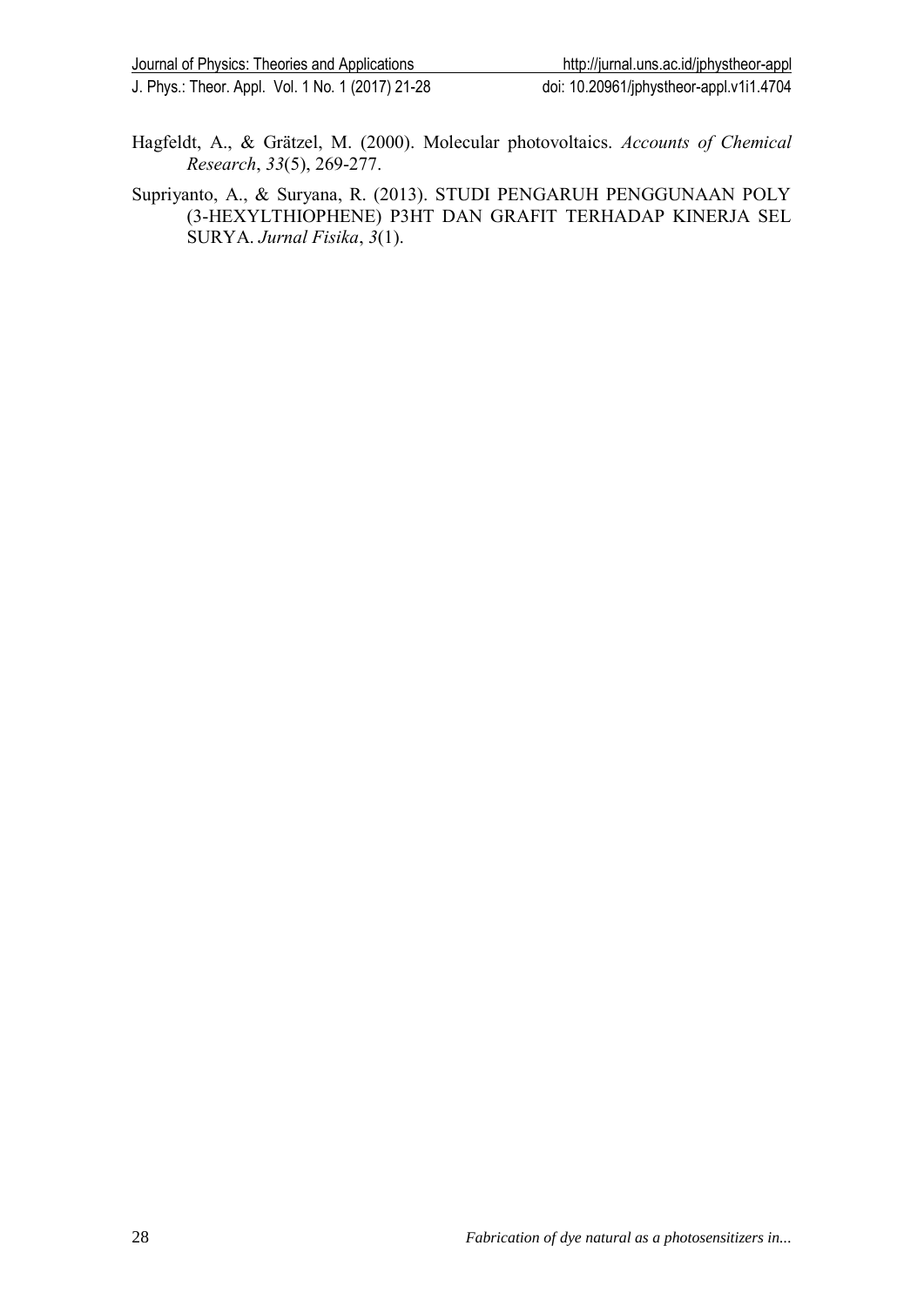Hagfeldt, A., & Grätzel, M. (2000). Molecular photovoltaics. *Accounts of Chemical Research*, *33*(5), 269-277.

Supriyanto, A., & Suryana, R. (2013). STUDI PENGARUH PENGGUNAAN POLY (3-HEXYLTHIOPHENE) P3HT DAN GRAFIT TERHADAP KINERJA SEL SURYA. *Jurnal Fisika*, *3*(1).